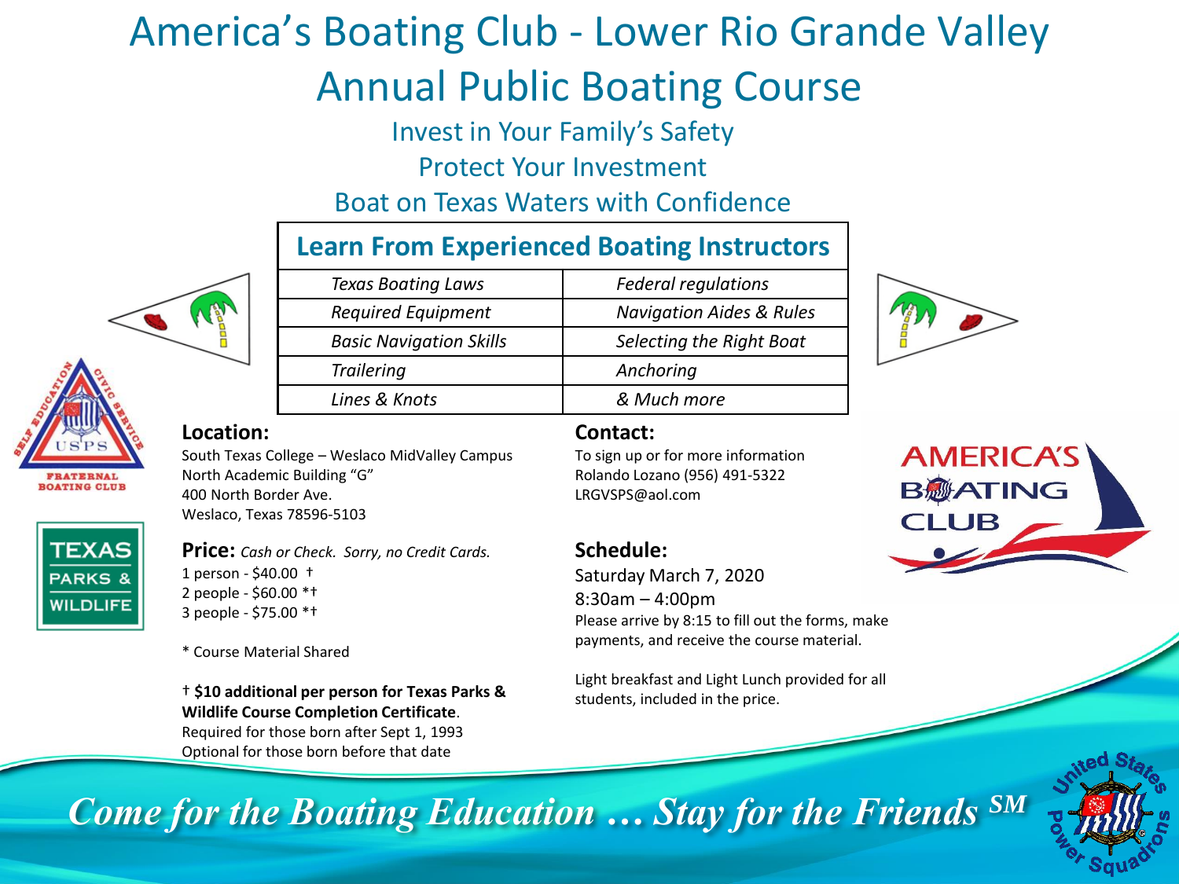# America's Boating Club - Lower Rio Grande Valley

# Annual Public Boating Course

## Invest in Your Family's Safety
## Protect Your Investment
## Boat on Texas Waters with Confidence

| Learn From Experienced Boating Instructors | |
|---|---|
| *Texas Boating Laws* | *Federal regulations* |
| *Required Equipment* | *Navigation Aides & Rules* |
| *Basic Navigation Skills* | *Selecting the Right Boat* |
| *Trailering* | *Anchoring* |
| *Lines & Knots* | *& Much more* |

**Location:**

South Texas College – Weslaco MidValley Campus
North Academic Building "G"
400 North Border Ave.
Weslaco, Texas 78596-5103

**Price:** *Cash or Check. Sorry, no Credit Cards.*

1 person - $40.00 †
2 people - $60.00 *†
3 people - $75.00 *†

* Course Material Shared

† **$10 additional per person for Texas Parks & Wildlife Course Completion Certificate**.
Required for those born after Sept 1, 1993
Optional for those born before that date

**Contact:**

To sign up or for more information
Rolando Lozano (956) 491-5322
LRGVSPS@aol.com

**Schedule:**

Saturday March 7, 2020
8:30am – 4:00pm
Please arrive by 8:15 to fill out the forms, make payments, and receive the course material.

Light breakfast and Light Lunch provided for all students, included in the price.

***Come for the Boating Education … Stay for the Friends*** SM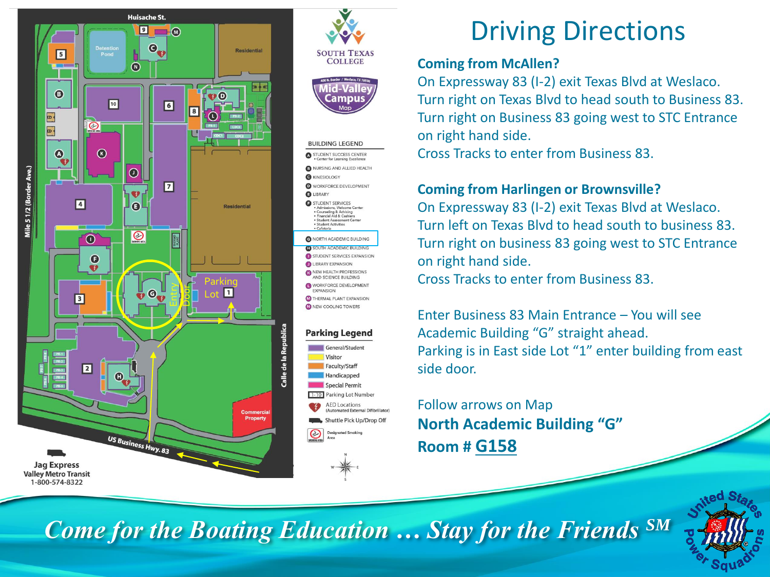# Driving Directions

**Coming from McAllen?**

On Expressway 83 (I-2) exit Texas Blvd at Weslaco.
Turn right on Texas Blvd to head south to Business 83.
Turn right on Business 83 going west to STC Entrance on right hand side.
Cross Tracks to enter from Business 83.

**Coming from Harlingen or Brownsville?**

On Expressway 83 (I-2) exit Texas Blvd at Weslaco.
Turn left on Texas Blvd to head south to business 83.
Turn right on business 83 going west to STC Entrance on right hand side.
Cross Tracks to enter from Business 83.

Enter Business 83 Main Entrance – You will see Academic Building "G" straight ahead.
Parking is in East side Lot "1" enter building from east side door.

Follow arrows on Map

**North Academic Building "G"**

**Room # G158**

South Texas College
Mid-Valley Campus Map
400 N. Border / Weslaco, TX 78596

BUILDING LEGEND
- A STUDENT SUCCESS CENTER
  - Center for Learning Excellence
- B NURSING AND ALLIED HEALTH
- C KINESIOLOGY
- D WORKFORCE DEVELOPMENT
- E LIBRARY
- F STUDENT SERVICES
  - Admissions, Welcome Center
  - Counseling & Advising
  - Financial Aid & Cashiers
  - Student Assessment Center
  - Student Activities
  - Cafeteria
- G NORTH ACADEMIC BUILDING
- H SOUTH ACADEMIC BUILDING
- I STUDENT SERVICES EXPANSION
- J LIBRARY EXPANSION
- K NEW HEALTH PROFESSIONS AND SCIENCE BUILDING
- L WORKFORCE DEVELOPMENT EXPANSION
- M THERMAL PLANT EXPANSION
- N NEW COOLING TOWERS

Parking Legend
- General/Student
- Visitor
- Faculty/Staff
- Handicapped
- Special Permit
- 1-10 Parking Lot Number
- AED Locations (Automated External Difibrillator)
- Shuttle Pick Up/Drop Off
- Designated Smoking Area

Huisache St.
Mile 5 1/2 (Border Ave.)
Calle de la Republica
US Business Hwy. 83
Detention Pond
Residential
Commercial Property
Parking Lot 1
Entry Door

Jag Express
Valley Metro Transit
1-800-574-8322

*Come for the Boating Education … Stay for the Friends* SM

United States Power Squadrons